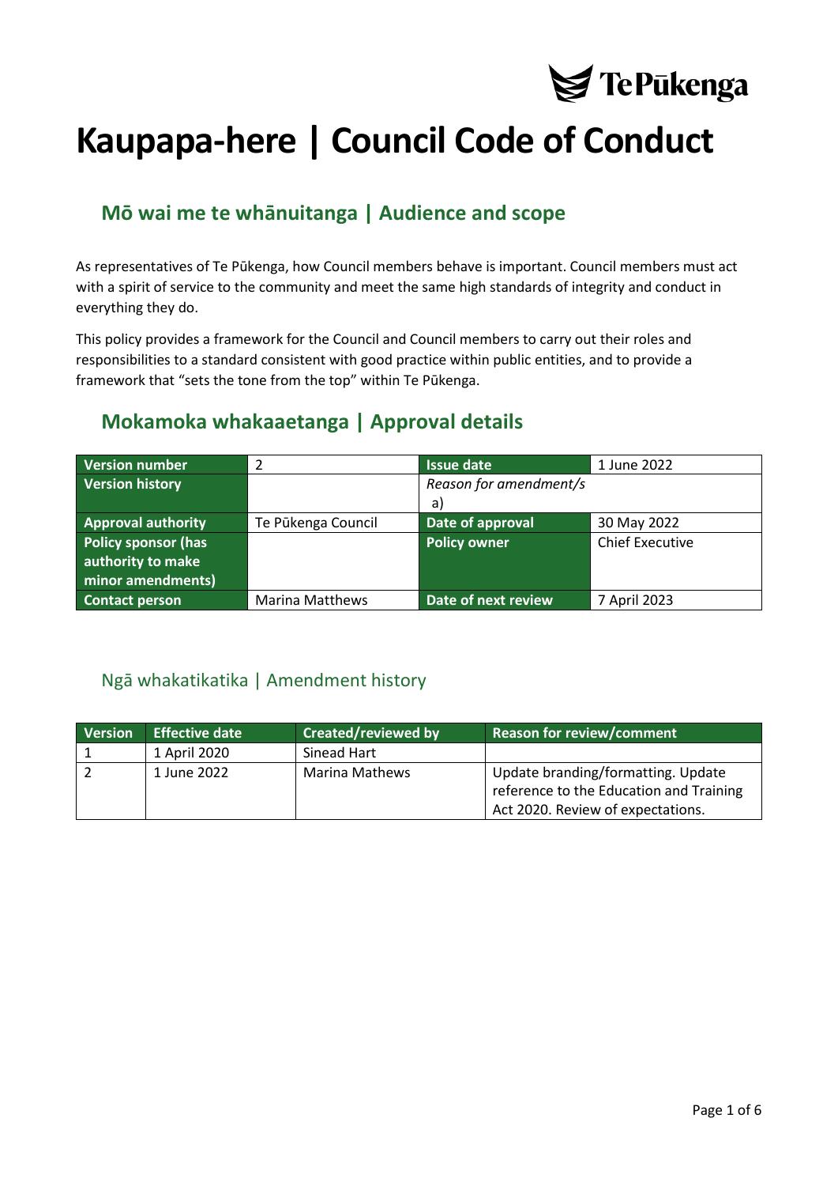Te Pūkenga

# Kaupapa-here | Council Code of Conduct

## Mō wai me te whānuitanga | Audience and scope

As representatives of Te Pūkenga, how Council members behave is important. Council members must act with a spirit of service to the community and meet the same high standards of integrity and conduct in everything they do.

This policy provides a framework for the Council and Council members to carry out their roles and responsibilities to a standard consistent with good practice within public entities, and to provide a framework that "sets the tone from the top" within Te Pūkenga.

## Mokamoka whakaaetanga | Approval details

| | | | |
|---|---|---|---|
| **Version number** | 2 | **Issue date** | 1 June 2022 |
| **Version history** | | *Reason for amendment/s*<br>a) | |
| **Approval authority** | Te Pūkenga Council | **Date of approval** | 30 May 2022 |
| **Policy sponsor (has authority to make minor amendments)** | | **Policy owner** | Chief Executive |
| **Contact person** | Marina Matthews | **Date of next review** | 7 April 2023 |

### Ngā whakatikatika | Amendment history

| Version | Effective date | Created/reviewed by | Reason for review/comment |
|---|---|---|---|
| 1 | 1 April 2020 | Sinead Hart | |
| 2 | 1 June 2022 | Marina Mathews | Update branding/formatting. Update reference to the Education and Training Act 2020. Review of expectations. |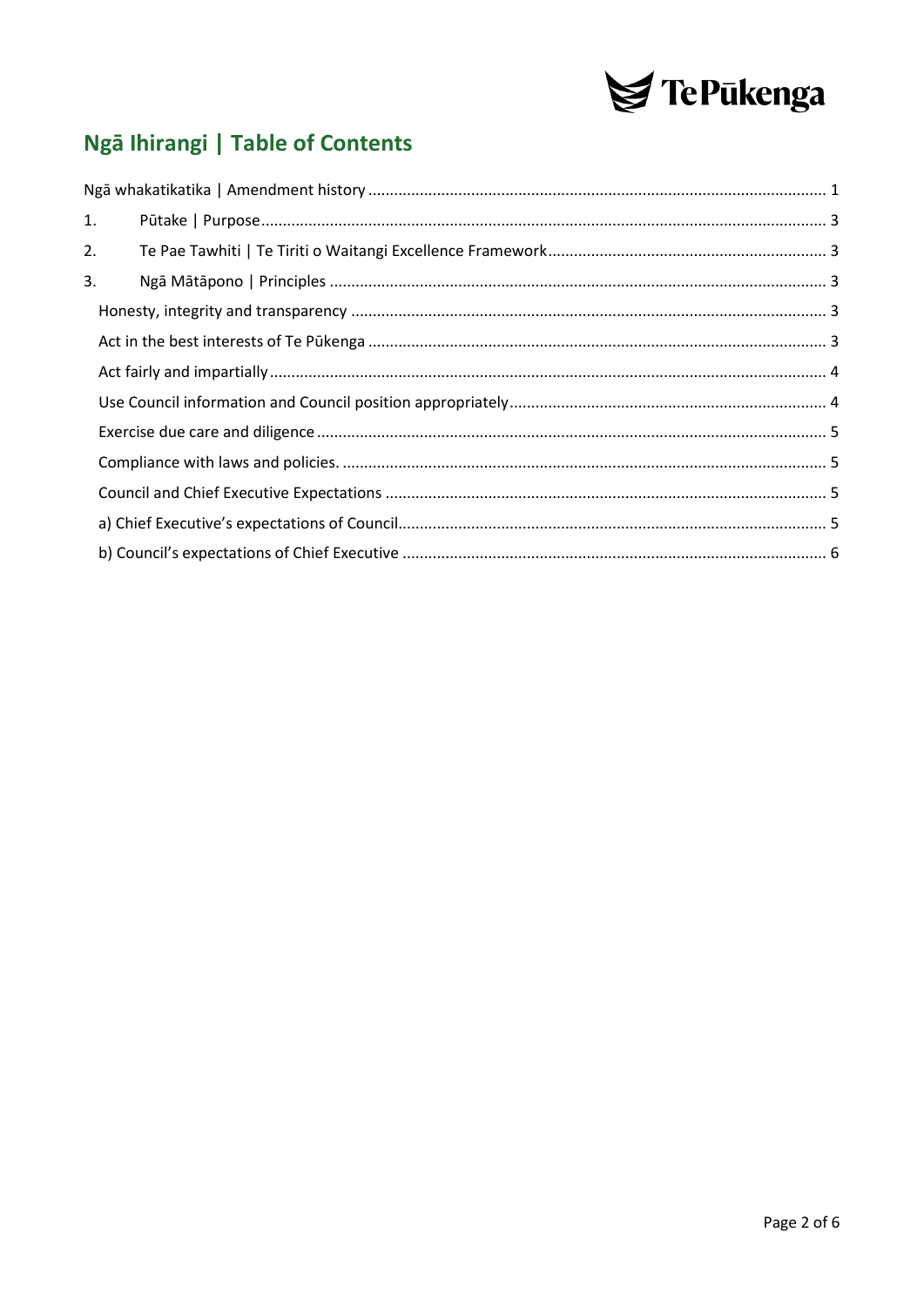## Ngā Ihirangi | Table of Contents

Ngā whakatikatika | Amendment history ..... 1

1. Pūtake | Purpose ..... 3
2. Te Pae Tawhiti | Te Tiriti o Waitangi Excellence Framework ..... 3
3. Ngā Mātāpono | Principles ..... 3
   - Honesty, integrity and transparency ..... 3
   - Act in the best interests of Te Pūkenga ..... 3
   - Act fairly and impartially ..... 4
   - Use Council information and Council position appropriately ..... 4
   - Exercise due care and diligence ..... 5
   - Compliance with laws and policies. ..... 5
   - Council and Chief Executive Expectations ..... 5
   - a) Chief Executive's expectations of Council ..... 5
   - b) Council's expectations of Chief Executive ..... 6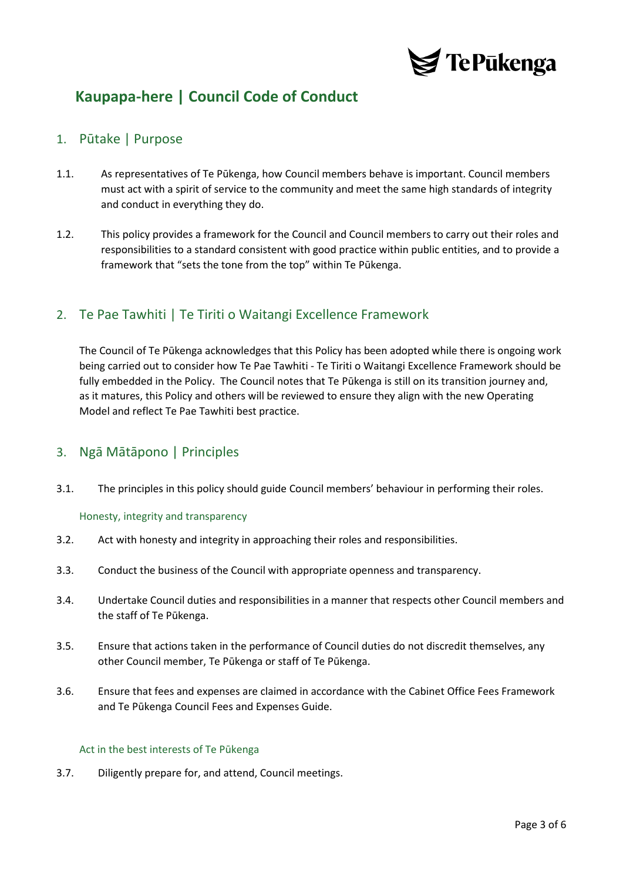# Kaupapa-here | Council Code of Conduct

## 1. Pūtake | Purpose

1.1. As representatives of Te Pūkenga, how Council members behave is important. Council members must act with a spirit of service to the community and meet the same high standards of integrity and conduct in everything they do.

1.2. This policy provides a framework for the Council and Council members to carry out their roles and responsibilities to a standard consistent with good practice within public entities, and to provide a framework that "sets the tone from the top" within Te Pūkenga.

## 2. Te Pae Tawhiti | Te Tiriti o Waitangi Excellence Framework

The Council of Te Pūkenga acknowledges that this Policy has been adopted while there is ongoing work being carried out to consider how Te Pae Tawhiti - Te Tiriti o Waitangi Excellence Framework should be fully embedded in the Policy. The Council notes that Te Pūkenga is still on its transition journey and, as it matures, this Policy and others will be reviewed to ensure they align with the new Operating Model and reflect Te Pae Tawhiti best practice.

## 3. Ngā Mātāpono | Principles

3.1. The principles in this policy should guide Council members' behaviour in performing their roles.

### Honesty, integrity and transparency

3.2. Act with honesty and integrity in approaching their roles and responsibilities.

3.3. Conduct the business of the Council with appropriate openness and transparency.

3.4. Undertake Council duties and responsibilities in a manner that respects other Council members and the staff of Te Pūkenga.

3.5. Ensure that actions taken in the performance of Council duties do not discredit themselves, any other Council member, Te Pūkenga or staff of Te Pūkenga.

3.6. Ensure that fees and expenses are claimed in accordance with the Cabinet Office Fees Framework and Te Pūkenga Council Fees and Expenses Guide.

### Act in the best interests of Te Pūkenga

3.7. Diligently prepare for, and attend, Council meetings.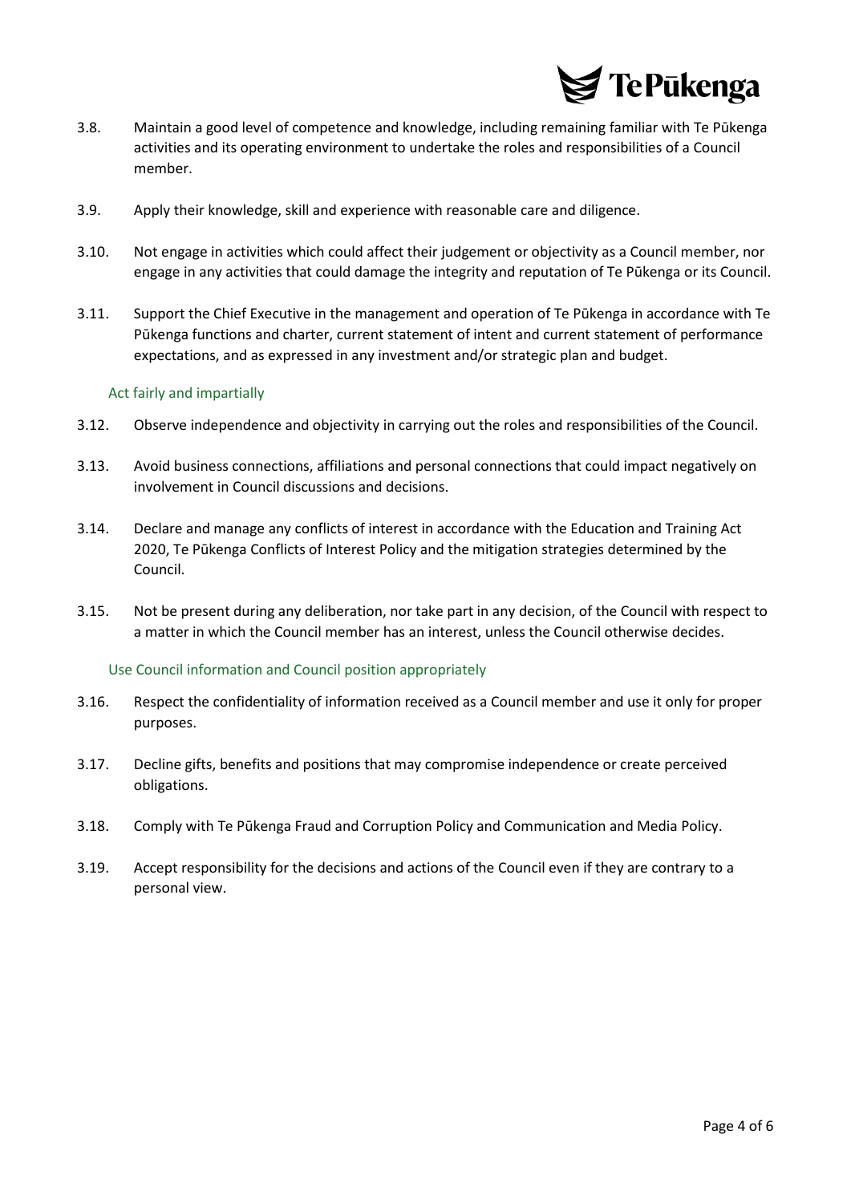3.8. Maintain a good level of competence and knowledge, including remaining familiar with Te Pūkenga activities and its operating environment to undertake the roles and responsibilities of a Council member.

3.9. Apply their knowledge, skill and experience with reasonable care and diligence.

3.10. Not engage in activities which could affect their judgement or objectivity as a Council member, nor engage in any activities that could damage the integrity and reputation of Te Pūkenga or its Council.

3.11. Support the Chief Executive in the management and operation of Te Pūkenga in accordance with Te Pūkenga functions and charter, current statement of intent and current statement of performance expectations, and as expressed in any investment and/or strategic plan and budget.

### Act fairly and impartially

3.12. Observe independence and objectivity in carrying out the roles and responsibilities of the Council.

3.13. Avoid business connections, affiliations and personal connections that could impact negatively on involvement in Council discussions and decisions.

3.14. Declare and manage any conflicts of interest in accordance with the Education and Training Act 2020, Te Pūkenga Conflicts of Interest Policy and the mitigation strategies determined by the Council.

3.15. Not be present during any deliberation, nor take part in any decision, of the Council with respect to a matter in which the Council member has an interest, unless the Council otherwise decides.

### Use Council information and Council position appropriately

3.16. Respect the confidentiality of information received as a Council member and use it only for proper purposes.

3.17. Decline gifts, benefits and positions that may compromise independence or create perceived obligations.

3.18. Comply with Te Pūkenga Fraud and Corruption Policy and Communication and Media Policy.

3.19. Accept responsibility for the decisions and actions of the Council even if they are contrary to a personal view.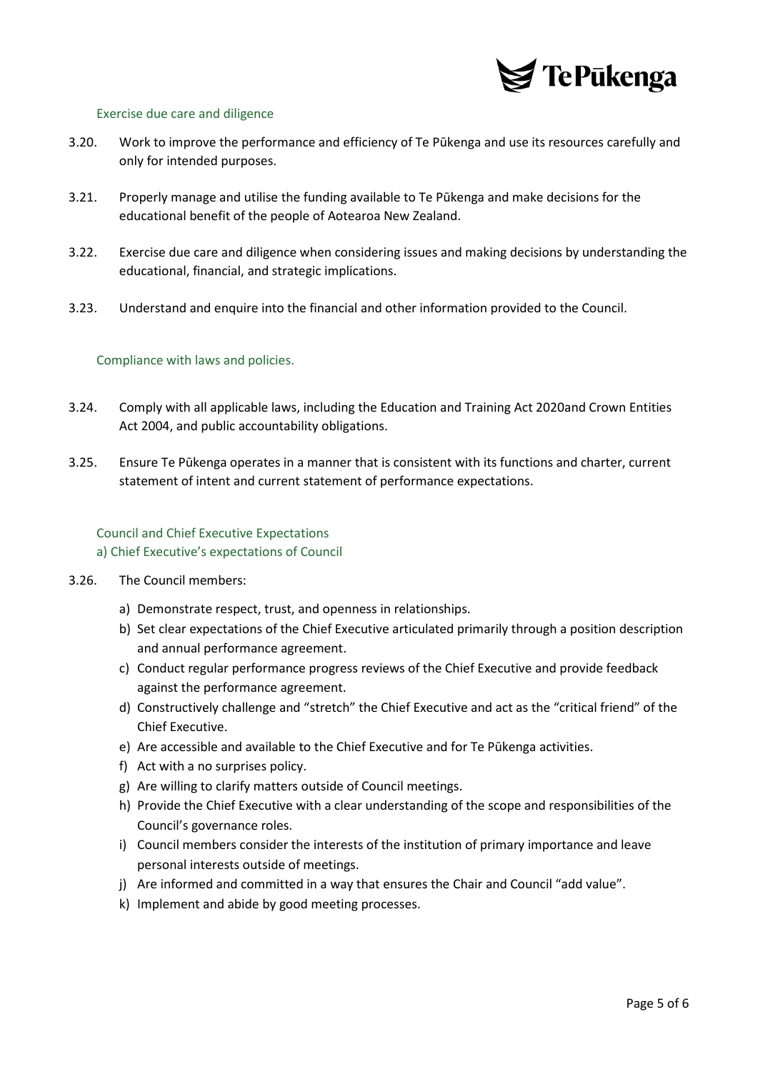### Exercise due care and diligence

3.20. Work to improve the performance and efficiency of Te Pūkenga and use its resources carefully and only for intended purposes.

3.21. Properly manage and utilise the funding available to Te Pūkenga and make decisions for the educational benefit of the people of Aotearoa New Zealand.

3.22. Exercise due care and diligence when considering issues and making decisions by understanding the educational, financial, and strategic implications.

3.23. Understand and enquire into the financial and other information provided to the Council.

### Compliance with laws and policies.

3.24. Comply with all applicable laws, including the Education and Training Act 2020and Crown Entities Act 2004, and public accountability obligations.

3.25. Ensure Te Pūkenga operates in a manner that is consistent with its functions and charter, current statement of intent and current statement of performance expectations.

### Council and Chief Executive Expectations

#### a) Chief Executive's expectations of Council

3.26. The Council members:

a) Demonstrate respect, trust, and openness in relationships.
b) Set clear expectations of the Chief Executive articulated primarily through a position description and annual performance agreement.
c) Conduct regular performance progress reviews of the Chief Executive and provide feedback against the performance agreement.
d) Constructively challenge and "stretch" the Chief Executive and act as the "critical friend" of the Chief Executive.
e) Are accessible and available to the Chief Executive and for Te Pūkenga activities.
f) Act with a no surprises policy.
g) Are willing to clarify matters outside of Council meetings.
h) Provide the Chief Executive with a clear understanding of the scope and responsibilities of the Council's governance roles.
i) Council members consider the interests of the institution of primary importance and leave personal interests outside of meetings.
j) Are informed and committed in a way that ensures the Chair and Council "add value".
k) Implement and abide by good meeting processes.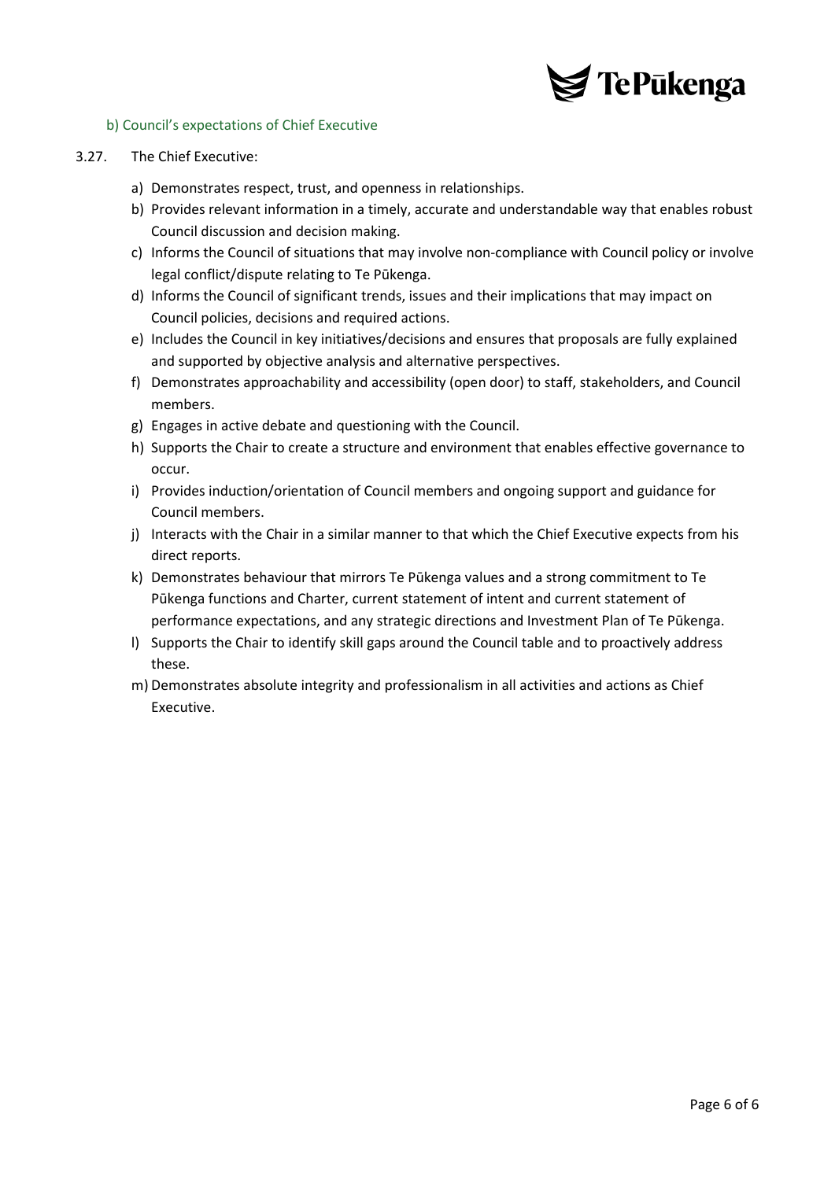### b) Council's expectations of Chief Executive

3.27. The Chief Executive:

a) Demonstrates respect, trust, and openness in relationships.
b) Provides relevant information in a timely, accurate and understandable way that enables robust Council discussion and decision making.
c) Informs the Council of situations that may involve non-compliance with Council policy or involve legal conflict/dispute relating to Te Pūkenga.
d) Informs the Council of significant trends, issues and their implications that may impact on Council policies, decisions and required actions.
e) Includes the Council in key initiatives/decisions and ensures that proposals are fully explained and supported by objective analysis and alternative perspectives.
f) Demonstrates approachability and accessibility (open door) to staff, stakeholders, and Council members.
g) Engages in active debate and questioning with the Council.
h) Supports the Chair to create a structure and environment that enables effective governance to occur.
i) Provides induction/orientation of Council members and ongoing support and guidance for Council members.
j) Interacts with the Chair in a similar manner to that which the Chief Executive expects from his direct reports.
k) Demonstrates behaviour that mirrors Te Pūkenga values and a strong commitment to Te Pūkenga functions and Charter, current statement of intent and current statement of performance expectations, and any strategic directions and Investment Plan of Te Pūkenga.
l) Supports the Chair to identify skill gaps around the Council table and to proactively address these.
m) Demonstrates absolute integrity and professionalism in all activities and actions as Chief Executive.